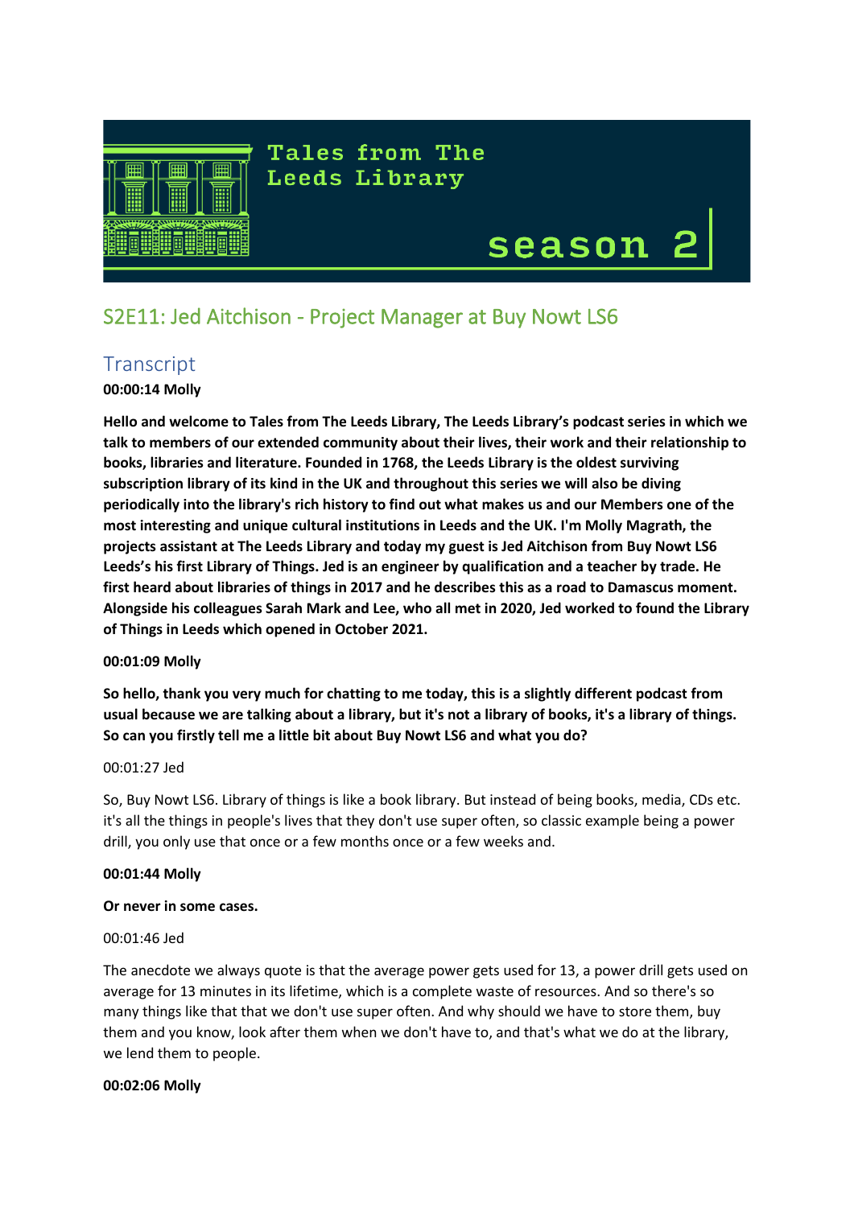Tales from The Leeds Library

season 2

## S2E11: Jed Aitchison - Project Manager at Buy Nowt LS6

### Transcript

**00:00:14 Molly**

**Hello and welcome to Tales from The Leeds Library, The Leeds Library's podcast series in which we talk to members of our extended community about their lives, their work and their relationship to books, libraries and literature. Founded in 1768, the Leeds Library is the oldest surviving subscription library of its kind in the UK and throughout this series we will also be diving periodically into the library's rich history to find out what makes us and our Members one of the most interesting and unique cultural institutions in Leeds and the UK. I'm Molly Magrath, the projects assistant at The Leeds Library and today my guest is Jed Aitchison from Buy Nowt LS6 Leeds's his first Library of Things. Jed is an engineer by qualification and a teacher by trade. He first heard about libraries of things in 2017 and he describes this as a road to Damascus moment. Alongside his colleagues Sarah Mark and Lee, who all met in 2020, Jed worked to found the Library of Things in Leeds which opened in October 2021.**

**00:01:09 Molly**

**So hello, thank you very much for chatting to me today, this is a slightly different podcast from usual because we are talking about a library, but it's not a library of books, it's a library of things. So can you firstly tell me a little bit about Buy Nowt LS6 and what you do?**

00:01:27 Jed

So, Buy Nowt LS6. Library of things is like a book library. But instead of being books, media, CDs etc. it's all the things in people's lives that they don't use super often, so classic example being a power drill, you only use that once or a few months once or a few weeks and.

**00:01:44 Molly**

**Or never in some cases.**

00:01:46 Jed

The anecdote we always quote is that the average power gets used for 13, a power drill gets used on average for 13 minutes in its lifetime, which is a complete waste of resources. And so there's so many things like that that we don't use super often. And why should we have to store them, buy them and you know, look after them when we don't have to, and that's what we do at the library, we lend them to people.

**00:02:06 Molly**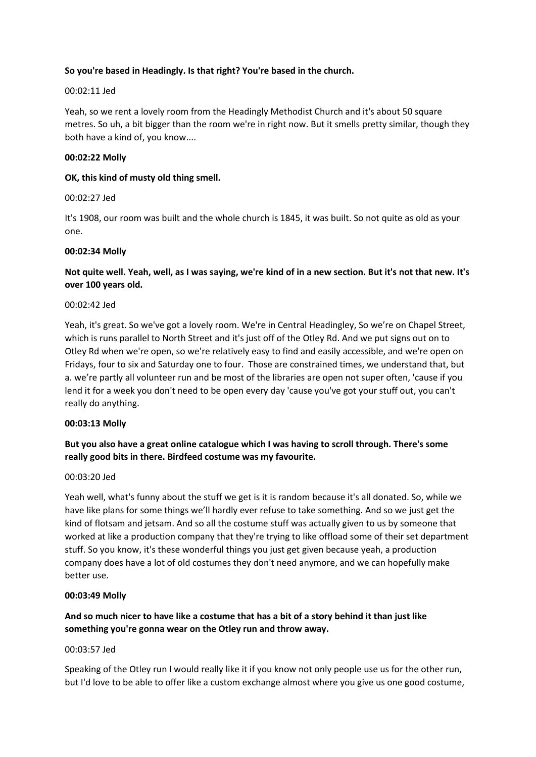**So you're based in Headingly. Is that right? You're based in the church.**

00:02:11 Jed

Yeah, so we rent a lovely room from the Headingly Methodist Church and it's about 50 square metres. So uh, a bit bigger than the room we're in right now. But it smells pretty similar, though they both have a kind of, you know....

**00:02:22 Molly**

**OK, this kind of musty old thing smell.**

00:02:27 Jed

It's 1908, our room was built and the whole church is 1845, it was built. So not quite as old as your one.

**00:02:34 Molly**

**Not quite well. Yeah, well, as I was saying, we're kind of in a new section. But it's not that new. It's over 100 years old.**

00:02:42 Jed

Yeah, it's great. So we've got a lovely room. We're in Central Headingley, So we're on Chapel Street, which is runs parallel to North Street and it's just off of the Otley Rd. And we put signs out on to Otley Rd when we're open, so we're relatively easy to find and easily accessible, and we're open on Fridays, four to six and Saturday one to four. Those are constrained times, we understand that, but a. we're partly all volunteer run and be most of the libraries are open not super often, 'cause if you lend it for a week you don't need to be open every day 'cause you've got your stuff out, you can't really do anything.

**00:03:13 Molly**

**But you also have a great online catalogue which I was having to scroll through. There's some really good bits in there. Birdfeed costume was my favourite.**

00:03:20 Jed

Yeah well, what's funny about the stuff we get is it is random because it's all donated. So, while we have like plans for some things we'll hardly ever refuse to take something. And so we just get the kind of flotsam and jetsam. And so all the costume stuff was actually given to us by someone that worked at like a production company that they're trying to like offload some of their set department stuff. So you know, it's these wonderful things you just get given because yeah, a production company does have a lot of old costumes they don't need anymore, and we can hopefully make better use.

**00:03:49 Molly**

**And so much nicer to have like a costume that has a bit of a story behind it than just like something you're gonna wear on the Otley run and throw away.**

00:03:57 Jed

Speaking of the Otley run I would really like it if you know not only people use us for the other run, but I'd love to be able to offer like a custom exchange almost where you give us one good costume,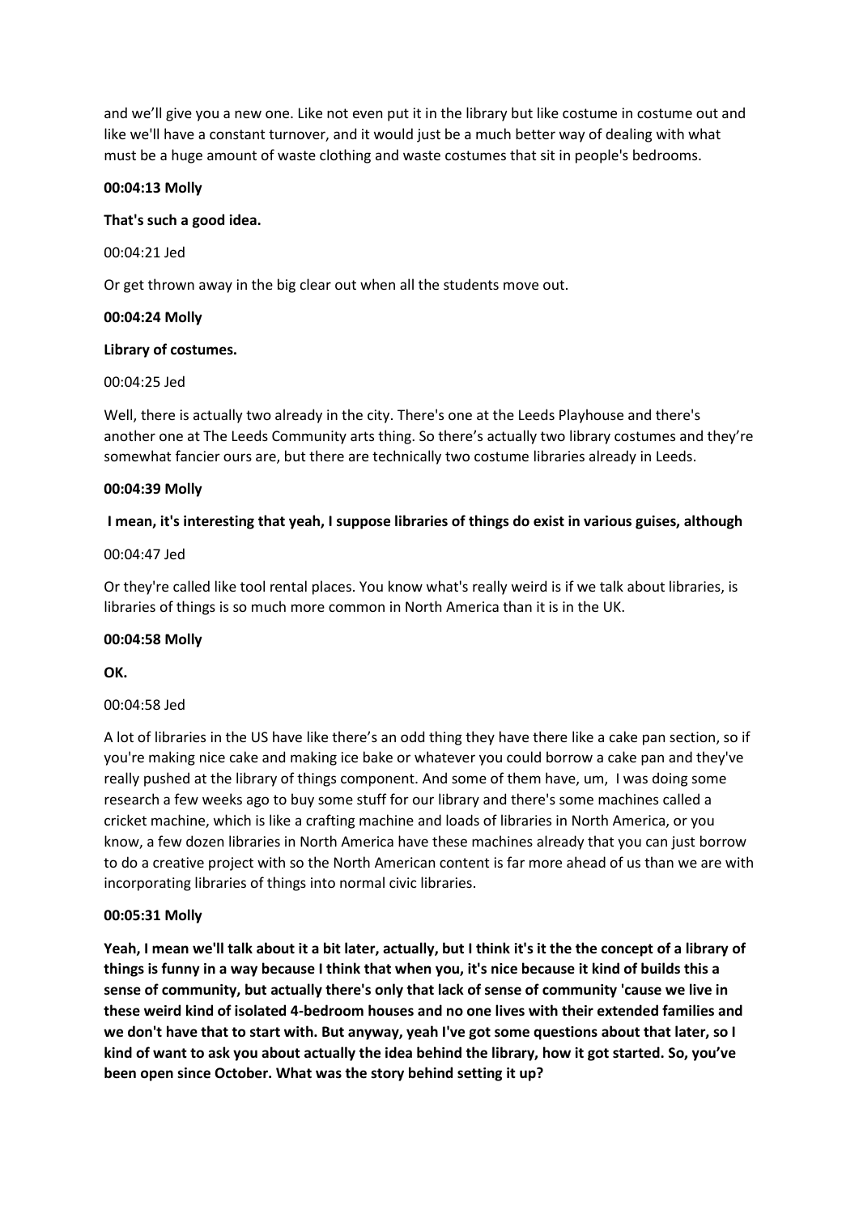and we'll give you a new one. Like not even put it in the library but like costume in costume out and like we'll have a constant turnover, and it would just be a much better way of dealing with what must be a huge amount of waste clothing and waste costumes that sit in people's bedrooms.

**00:04:13 Molly**

**That's such a good idea.**

00:04:21 Jed

Or get thrown away in the big clear out when all the students move out.

**00:04:24 Molly**

**Library of costumes.**

00:04:25 Jed

Well, there is actually two already in the city. There's one at the Leeds Playhouse and there's another one at The Leeds Community arts thing. So there's actually two library costumes and they're somewhat fancier ours are, but there are technically two costume libraries already in Leeds.

**00:04:39 Molly**

**I mean, it's interesting that yeah, I suppose libraries of things do exist in various guises, although**

00:04:47 Jed

Or they're called like tool rental places. You know what's really weird is if we talk about libraries, is libraries of things is so much more common in North America than it is in the UK.

**00:04:58 Molly**

**OK.**

00:04:58 Jed

A lot of libraries in the US have like there's an odd thing they have there like a cake pan section, so if you're making nice cake and making ice bake or whatever you could borrow a cake pan and they've really pushed at the library of things component. And some of them have, um, I was doing some research a few weeks ago to buy some stuff for our library and there's some machines called a cricket machine, which is like a crafting machine and loads of libraries in North America, or you know, a few dozen libraries in North America have these machines already that you can just borrow to do a creative project with so the North American content is far more ahead of us than we are with incorporating libraries of things into normal civic libraries.

**00:05:31 Molly**

**Yeah, I mean we'll talk about it a bit later, actually, but I think it's it the the concept of a library of things is funny in a way because I think that when you, it's nice because it kind of builds this a sense of community, but actually there's only that lack of sense of community 'cause we live in these weird kind of isolated 4-bedroom houses and no one lives with their extended families and we don't have that to start with. But anyway, yeah I've got some questions about that later, so I kind of want to ask you about actually the idea behind the library, how it got started. So, you've been open since October. What was the story behind setting it up?**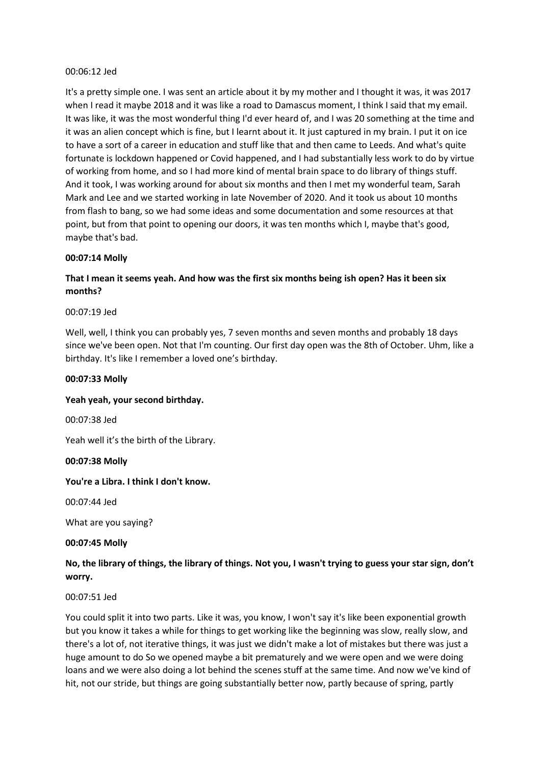00:06:12 Jed

It's a pretty simple one. I was sent an article about it by my mother and I thought it was, it was 2017 when I read it maybe 2018 and it was like a road to Damascus moment, I think I said that my email. It was like, it was the most wonderful thing I'd ever heard of, and I was 20 something at the time and it was an alien concept which is fine, but I learnt about it. It just captured in my brain. I put it on ice to have a sort of a career in education and stuff like that and then came to Leeds. And what's quite fortunate is lockdown happened or Covid happened, and I had substantially less work to do by virtue of working from home, and so I had more kind of mental brain space to do library of things stuff. And it took, I was working around for about six months and then I met my wonderful team, Sarah Mark and Lee and we started working in late November of 2020. And it took us about 10 months from flash to bang, so we had some ideas and some documentation and some resources at that point, but from that point to opening our doors, it was ten months which I, maybe that's good, maybe that's bad.

**00:07:14 Molly**

**That I mean it seems yeah. And how was the first six months being ish open? Has it been six months?**

00:07:19 Jed

Well, well, I think you can probably yes, 7 seven months and seven months and probably 18 days since we've been open. Not that I'm counting. Our first day open was the 8th of October. Uhm, like a birthday. It's like I remember a loved one's birthday.

**00:07:33 Molly**

**Yeah yeah, your second birthday.**

00:07:38 Jed

Yeah well it's the birth of the Library.

**00:07:38 Molly**

**You're a Libra. I think I don't know.**

00:07:44 Jed

What are you saying?

**00:07:45 Molly**

**No, the library of things, the library of things. Not you, I wasn't trying to guess your star sign, don't worry.**

00:07:51 Jed

You could split it into two parts. Like it was, you know, I won't say it's like been exponential growth but you know it takes a while for things to get working like the beginning was slow, really slow, and there's a lot of, not iterative things, it was just we didn't make a lot of mistakes but there was just a huge amount to do So we opened maybe a bit prematurely and we were open and we were doing loans and we were also doing a lot behind the scenes stuff at the same time. And now we've kind of hit, not our stride, but things are going substantially better now, partly because of spring, partly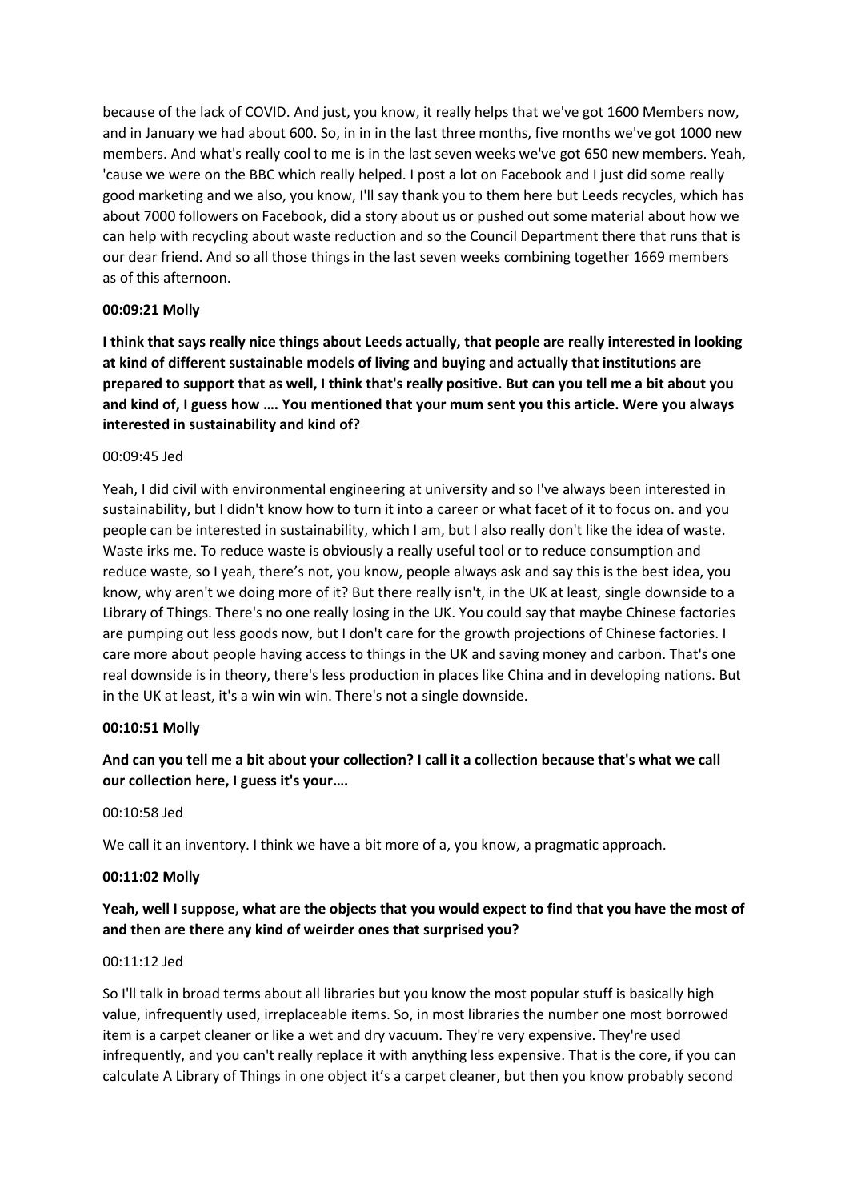because of the lack of COVID. And just, you know, it really helps that we've got 1600 Members now, and in January we had about 600. So, in in in the last three months, five months we've got 1000 new members. And what's really cool to me is in the last seven weeks we've got 650 new members. Yeah, 'cause we were on the BBC which really helped. I post a lot on Facebook and I just did some really good marketing and we also, you know, I'll say thank you to them here but Leeds recycles, which has about 7000 followers on Facebook, did a story about us or pushed out some material about how we can help with recycling about waste reduction and so the Council Department there that runs that is our dear friend. And so all those things in the last seven weeks combining together 1669 members as of this afternoon.

**00:09:21 Molly**

**I think that says really nice things about Leeds actually, that people are really interested in looking at kind of different sustainable models of living and buying and actually that institutions are prepared to support that as well, I think that's really positive. But can you tell me a bit about you and kind of, I guess how …. You mentioned that your mum sent you this article. Were you always interested in sustainability and kind of?**

00:09:45 Jed

Yeah, I did civil with environmental engineering at university and so I've always been interested in sustainability, but I didn't know how to turn it into a career or what facet of it to focus on. and you people can be interested in sustainability, which I am, but I also really don't like the idea of waste. Waste irks me. To reduce waste is obviously a really useful tool or to reduce consumption and reduce waste, so I yeah, there's not, you know, people always ask and say this is the best idea, you know, why aren't we doing more of it? But there really isn't, in the UK at least, single downside to a Library of Things. There's no one really losing in the UK. You could say that maybe Chinese factories are pumping out less goods now, but I don't care for the growth projections of Chinese factories. I care more about people having access to things in the UK and saving money and carbon. That's one real downside is in theory, there's less production in places like China and in developing nations. But in the UK at least, it's a win win win. There's not a single downside.

**00:10:51 Molly**

**And can you tell me a bit about your collection? I call it a collection because that's what we call our collection here, I guess it's your….**

00:10:58 Jed

We call it an inventory. I think we have a bit more of a, you know, a pragmatic approach.

**00:11:02 Molly**

**Yeah, well I suppose, what are the objects that you would expect to find that you have the most of and then are there any kind of weirder ones that surprised you?**

00:11:12 Jed

So I'll talk in broad terms about all libraries but you know the most popular stuff is basically high value, infrequently used, irreplaceable items. So, in most libraries the number one most borrowed item is a carpet cleaner or like a wet and dry vacuum. They're very expensive. They're used infrequently, and you can't really replace it with anything less expensive. That is the core, if you can calculate A Library of Things in one object it's a carpet cleaner, but then you know probably second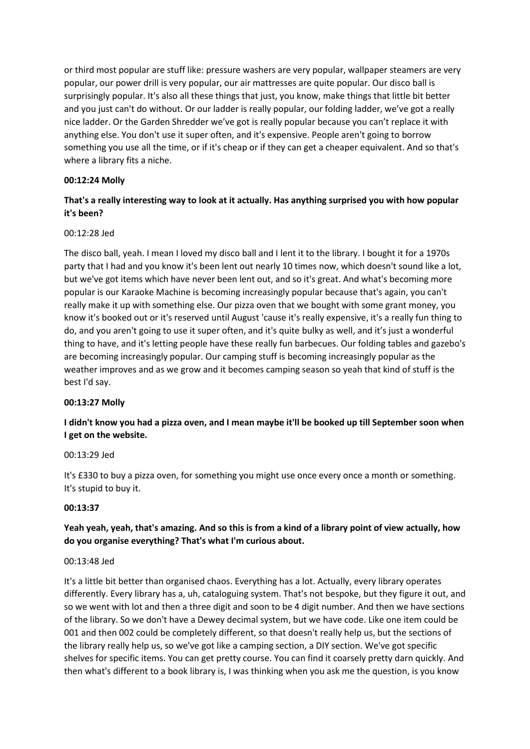or third most popular are stuff like: pressure washers are very popular, wallpaper steamers are very popular, our power drill is very popular, our air mattresses are quite popular. Our disco ball is surprisingly popular. It's also all these things that just, you know, make things that little bit better and you just can't do without. Or our ladder is really popular, our folding ladder, we've got a really nice ladder. Or the Garden Shredder we've got is really popular because you can't replace it with anything else. You don't use it super often, and it's expensive. People aren't going to borrow something you use all the time, or if it's cheap or if they can get a cheaper equivalent. And so that's where a library fits a niche.

**00:12:24 Molly**

**That's a really interesting way to look at it actually. Has anything surprised you with how popular it's been?**

00:12:28 Jed

The disco ball, yeah. I mean I loved my disco ball and I lent it to the library. I bought it for a 1970s party that I had and you know it's been lent out nearly 10 times now, which doesn't sound like a lot, but we've got items which have never been lent out, and so it's great. And what's becoming more popular is our Karaoke Machine is becoming increasingly popular because that's again, you can't really make it up with something else. Our pizza oven that we bought with some grant money, you know it's booked out or it's reserved until August 'cause it's really expensive, it's a really fun thing to do, and you aren't going to use it super often, and it's quite bulky as well, and it's just a wonderful thing to have, and it's letting people have these really fun barbecues. Our folding tables and gazebo's are becoming increasingly popular. Our camping stuff is becoming increasingly popular as the weather improves and as we grow and it becomes camping season so yeah that kind of stuff is the best I'd say.

**00:13:27 Molly**

**I didn't know you had a pizza oven, and I mean maybe it'll be booked up till September soon when I get on the website.**

00:13:29 Jed

It's £330 to buy a pizza oven, for something you might use once every once a month or something. It's stupid to buy it.

**00:13:37**

**Yeah yeah, yeah, that's amazing. And so this is from a kind of a library point of view actually, how do you organise everything? That's what I'm curious about.**

00:13:48 Jed

It's a little bit better than organised chaos. Everything has a lot. Actually, every library operates differently. Every library has a, uh, cataloguing system. That's not bespoke, but they figure it out, and so we went with lot and then a three digit and soon to be 4 digit number. And then we have sections of the library. So we don't have a Dewey decimal system, but we have code. Like one item could be 001 and then 002 could be completely different, so that doesn't really help us, but the sections of the library really help us, so we've got like a camping section, a DIY section. We've got specific shelves for specific items. You can get pretty course. You can find it coarsely pretty darn quickly. And then what's different to a book library is, I was thinking when you ask me the question, is you know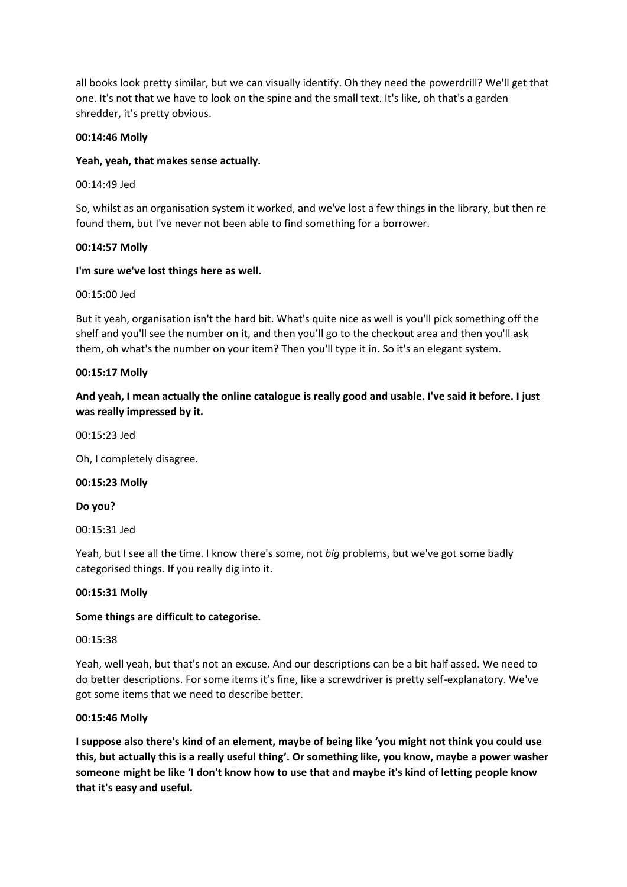all books look pretty similar, but we can visually identify. Oh they need the powerdrill? We'll get that one. It's not that we have to look on the spine and the small text. It's like, oh that's a garden shredder, it's pretty obvious.

**00:14:46 Molly**

**Yeah, yeah, that makes sense actually.**

00:14:49 Jed

So, whilst as an organisation system it worked, and we've lost a few things in the library, but then re found them, but I've never not been able to find something for a borrower.

**00:14:57 Molly**

**I'm sure we've lost things here as well.**

00:15:00 Jed

But it yeah, organisation isn't the hard bit. What's quite nice as well is you'll pick something off the shelf and you'll see the number on it, and then you'll go to the checkout area and then you'll ask them, oh what's the number on your item? Then you'll type it in. So it's an elegant system.

**00:15:17 Molly**

**And yeah, I mean actually the online catalogue is really good and usable. I've said it before. I just was really impressed by it.**

00:15:23 Jed

Oh, I completely disagree.

**00:15:23 Molly**

**Do you?**

00:15:31 Jed

Yeah, but I see all the time. I know there's some, not *big* problems, but we've got some badly categorised things. If you really dig into it.

**00:15:31 Molly**

**Some things are difficult to categorise.**

00:15:38

Yeah, well yeah, but that's not an excuse. And our descriptions can be a bit half assed. We need to do better descriptions. For some items it's fine, like a screwdriver is pretty self-explanatory. We've got some items that we need to describe better.

**00:15:46 Molly**

**I suppose also there's kind of an element, maybe of being like 'you might not think you could use this, but actually this is a really useful thing'. Or something like, you know, maybe a power washer someone might be like 'I don't know how to use that and maybe it's kind of letting people know that it's easy and useful.**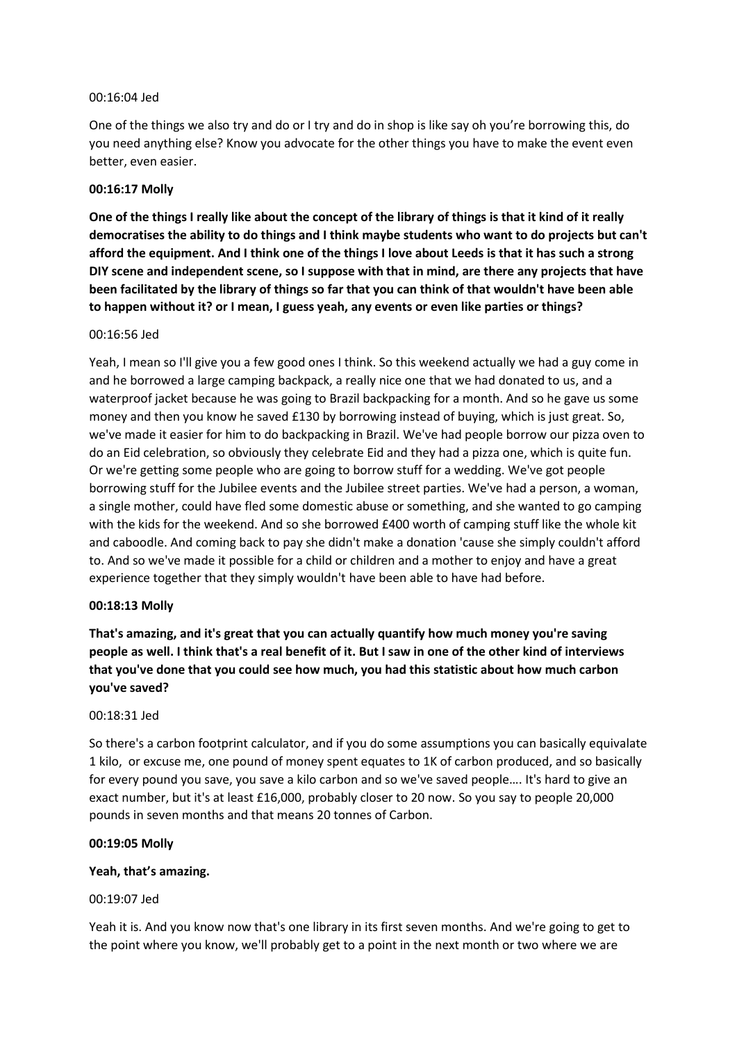00:16:04 Jed

One of the things we also try and do or I try and do in shop is like say oh you're borrowing this, do you need anything else? Know you advocate for the other things you have to make the event even better, even easier.

**00:16:17 Molly**

**One of the things I really like about the concept of the library of things is that it kind of it really democratises the ability to do things and I think maybe students who want to do projects but can't afford the equipment. And I think one of the things I love about Leeds is that it has such a strong DIY scene and independent scene, so I suppose with that in mind, are there any projects that have been facilitated by the library of things so far that you can think of that wouldn't have been able to happen without it? or I mean, I guess yeah, any events or even like parties or things?**

00:16:56 Jed

Yeah, I mean so I'll give you a few good ones I think. So this weekend actually we had a guy come in and he borrowed a large camping backpack, a really nice one that we had donated to us, and a waterproof jacket because he was going to Brazil backpacking for a month. And so he gave us some money and then you know he saved £130 by borrowing instead of buying, which is just great. So, we've made it easier for him to do backpacking in Brazil. We've had people borrow our pizza oven to do an Eid celebration, so obviously they celebrate Eid and they had a pizza one, which is quite fun. Or we're getting some people who are going to borrow stuff for a wedding. We've got people borrowing stuff for the Jubilee events and the Jubilee street parties. We've had a person, a woman, a single mother, could have fled some domestic abuse or something, and she wanted to go camping with the kids for the weekend. And so she borrowed £400 worth of camping stuff like the whole kit and caboodle. And coming back to pay she didn't make a donation 'cause she simply couldn't afford to. And so we've made it possible for a child or children and a mother to enjoy and have a great experience together that they simply wouldn't have been able to have had before.

**00:18:13 Molly**

**That's amazing, and it's great that you can actually quantify how much money you're saving people as well. I think that's a real benefit of it. But I saw in one of the other kind of interviews that you've done that you could see how much, you had this statistic about how much carbon you've saved?**

00:18:31 Jed

So there's a carbon footprint calculator, and if you do some assumptions you can basically equivalate 1 kilo, or excuse me, one pound of money spent equates to 1K of carbon produced, and so basically for every pound you save, you save a kilo carbon and so we've saved people…. It's hard to give an exact number, but it's at least £16,000, probably closer to 20 now. So you say to people 20,000 pounds in seven months and that means 20 tonnes of Carbon.

**00:19:05 Molly**

**Yeah, that's amazing.**

00:19:07 Jed

Yeah it is. And you know now that's one library in its first seven months. And we're going to get to the point where you know, we'll probably get to a point in the next month or two where we are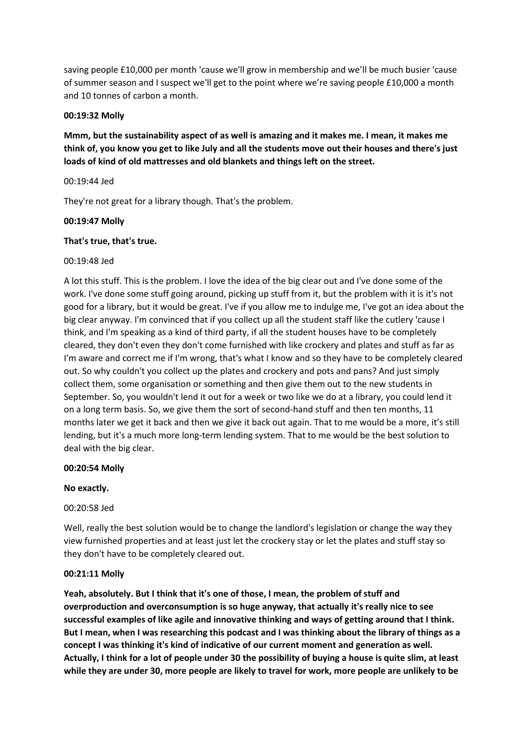saving people £10,000 per month 'cause we'll grow in membership and we'll be much busier 'cause of summer season and I suspect we'll get to the point where we're saving people £10,000 a month and 10 tonnes of carbon a month.

**00:19:32 Molly**

**Mmm, but the sustainability aspect of as well is amazing and it makes me. I mean, it makes me think of, you know you get to like July and all the students move out their houses and there's just loads of kind of old mattresses and old blankets and things left on the street.**

00:19:44 Jed

They're not great for a library though. That's the problem.

**00:19:47 Molly**

**That's true, that's true.**

00:19:48 Jed

A lot this stuff. This is the problem. I love the idea of the big clear out and I've done some of the work. I've done some stuff going around, picking up stuff from it, but the problem with it is it's not good for a library, but it would be great. I've if you allow me to indulge me, I've got an idea about the big clear anyway. I'm convinced that if you collect up all the student staff like the cutlery 'cause I think, and I'm speaking as a kind of third party, if all the student houses have to be completely cleared, they don't even they don't come furnished with like crockery and plates and stuff as far as I'm aware and correct me if I'm wrong, that's what I know and so they have to be completely cleared out. So why couldn't you collect up the plates and crockery and pots and pans? And just simply collect them, some organisation or something and then give them out to the new students in September. So, you wouldn't lend it out for a week or two like we do at a library, you could lend it on a long term basis. So, we give them the sort of second-hand stuff and then ten months, 11 months later we get it back and then we give it back out again. That to me would be a more, it's still lending, but it's a much more long-term lending system. That to me would be the best solution to deal with the big clear.

**00:20:54 Molly**

**No exactly.**

00:20:58 Jed

Well, really the best solution would be to change the landlord's legislation or change the way they view furnished properties and at least just let the crockery stay or let the plates and stuff stay so they don't have to be completely cleared out.

**00:21:11 Molly**

**Yeah, absolutely. But I think that it's one of those, I mean, the problem of stuff and overproduction and overconsumption is so huge anyway, that actually it's really nice to see successful examples of like agile and innovative thinking and ways of getting around that I think. But I mean, when I was researching this podcast and I was thinking about the library of things as a concept I was thinking it's kind of indicative of our current moment and generation as well. Actually, I think for a lot of people under 30 the possibility of buying a house is quite slim, at least while they are under 30, more people are likely to travel for work, more people are unlikely to be**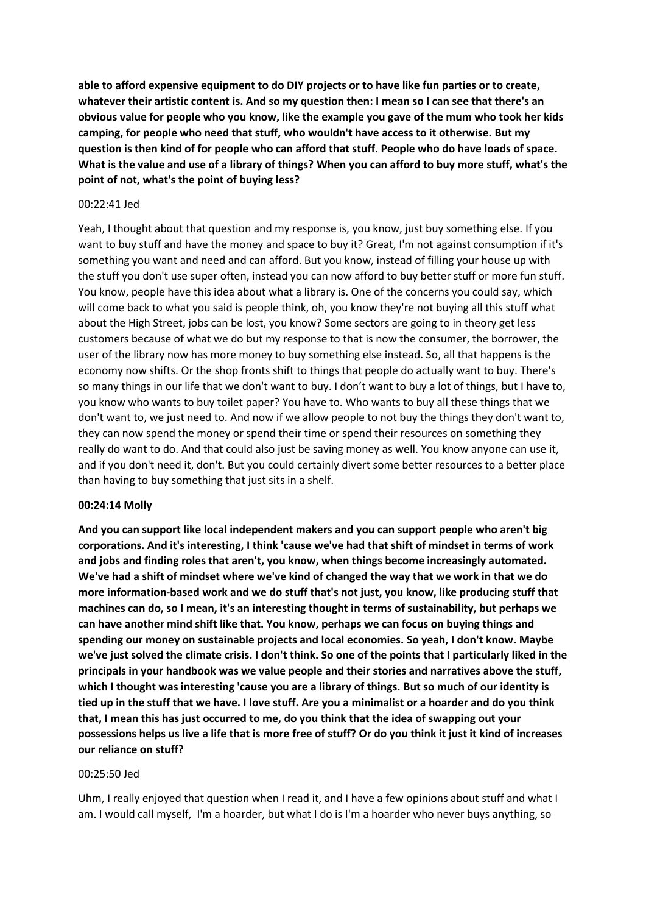**able to afford expensive equipment to do DIY projects or to have like fun parties or to create, whatever their artistic content is. And so my question then: I mean so I can see that there's an obvious value for people who you know, like the example you gave of the mum who took her kids camping, for people who need that stuff, who wouldn't have access to it otherwise. But my question is then kind of for people who can afford that stuff. People who do have loads of space. What is the value and use of a library of things? When you can afford to buy more stuff, what's the point of not, what's the point of buying less?**

00:22:41 Jed

Yeah, I thought about that question and my response is, you know, just buy something else. If you want to buy stuff and have the money and space to buy it? Great, I'm not against consumption if it's something you want and need and can afford. But you know, instead of filling your house up with the stuff you don't use super often, instead you can now afford to buy better stuff or more fun stuff. You know, people have this idea about what a library is. One of the concerns you could say, which will come back to what you said is people think, oh, you know they're not buying all this stuff what about the High Street, jobs can be lost, you know? Some sectors are going to in theory get less customers because of what we do but my response to that is now the consumer, the borrower, the user of the library now has more money to buy something else instead. So, all that happens is the economy now shifts. Or the shop fronts shift to things that people do actually want to buy. There's so many things in our life that we don't want to buy. I don't want to buy a lot of things, but I have to, you know who wants to buy toilet paper? You have to. Who wants to buy all these things that we don't want to, we just need to. And now if we allow people to not buy the things they don't want to, they can now spend the money or spend their time or spend their resources on something they really do want to do. And that could also just be saving money as well. You know anyone can use it, and if you don't need it, don't. But you could certainly divert some better resources to a better place than having to buy something that just sits in a shelf.

**00:24:14 Molly**

**And you can support like local independent makers and you can support people who aren't big corporations. And it's interesting, I think 'cause we've had that shift of mindset in terms of work and jobs and finding roles that aren't, you know, when things become increasingly automated. We've had a shift of mindset where we've kind of changed the way that we work in that we do more information-based work and we do stuff that's not just, you know, like producing stuff that machines can do, so I mean, it's an interesting thought in terms of sustainability, but perhaps we can have another mind shift like that. You know, perhaps we can focus on buying things and spending our money on sustainable projects and local economies. So yeah, I don't know. Maybe we've just solved the climate crisis. I don't think. So one of the points that I particularly liked in the principals in your handbook was we value people and their stories and narratives above the stuff, which I thought was interesting 'cause you are a library of things. But so much of our identity is tied up in the stuff that we have. I love stuff. Are you a minimalist or a hoarder and do you think that, I mean this has just occurred to me, do you think that the idea of swapping out your possessions helps us live a life that is more free of stuff? Or do you think it just it kind of increases our reliance on stuff?**

00:25:50 Jed

Uhm, I really enjoyed that question when I read it, and I have a few opinions about stuff and what I am. I would call myself, I'm a hoarder, but what I do is I'm a hoarder who never buys anything, so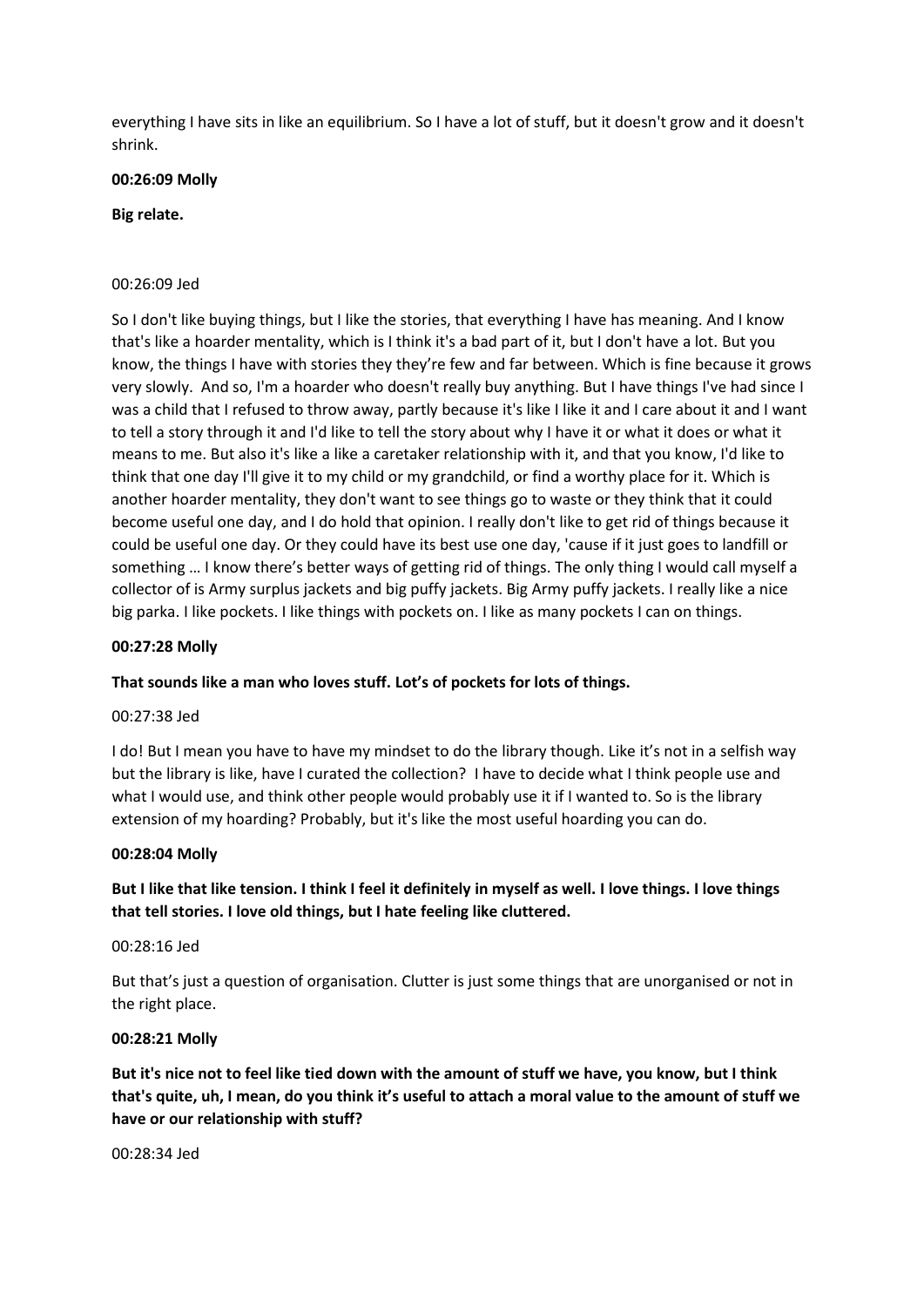everything I have sits in like an equilibrium. So I have a lot of stuff, but it doesn't grow and it doesn't shrink.

**00:26:09 Molly**

**Big relate.**

00:26:09 Jed

So I don't like buying things, but I like the stories, that everything I have has meaning. And I know that's like a hoarder mentality, which is I think it's a bad part of it, but I don't have a lot. But you know, the things I have with stories they they're few and far between. Which is fine because it grows very slowly. And so, I'm a hoarder who doesn't really buy anything. But I have things I've had since I was a child that I refused to throw away, partly because it's like I like it and I care about it and I want to tell a story through it and I'd like to tell the story about why I have it or what it does or what it means to me. But also it's like a like a caretaker relationship with it, and that you know, I'd like to think that one day I'll give it to my child or my grandchild, or find a worthy place for it. Which is another hoarder mentality, they don't want to see things go to waste or they think that it could become useful one day, and I do hold that opinion. I really don't like to get rid of things because it could be useful one day. Or they could have its best use one day, 'cause if it just goes to landfill or something … I know there's better ways of getting rid of things. The only thing I would call myself a collector of is Army surplus jackets and big puffy jackets. Big Army puffy jackets. I really like a nice big parka. I like pockets. I like things with pockets on. I like as many pockets I can on things.

**00:27:28 Molly**

**That sounds like a man who loves stuff. Lot's of pockets for lots of things.**

00:27:38 Jed

I do! But I mean you have to have my mindset to do the library though. Like it's not in a selfish way but the library is like, have I curated the collection? I have to decide what I think people use and what I would use, and think other people would probably use it if I wanted to. So is the library extension of my hoarding? Probably, but it's like the most useful hoarding you can do.

**00:28:04 Molly**

**But I like that like tension. I think I feel it definitely in myself as well. I love things. I love things that tell stories. I love old things, but I hate feeling like cluttered.**

00:28:16 Jed

But that's just a question of organisation. Clutter is just some things that are unorganised or not in the right place.

**00:28:21 Molly**

**But it's nice not to feel like tied down with the amount of stuff we have, you know, but I think that's quite, uh, I mean, do you think it's useful to attach a moral value to the amount of stuff we have or our relationship with stuff?**

00:28:34 Jed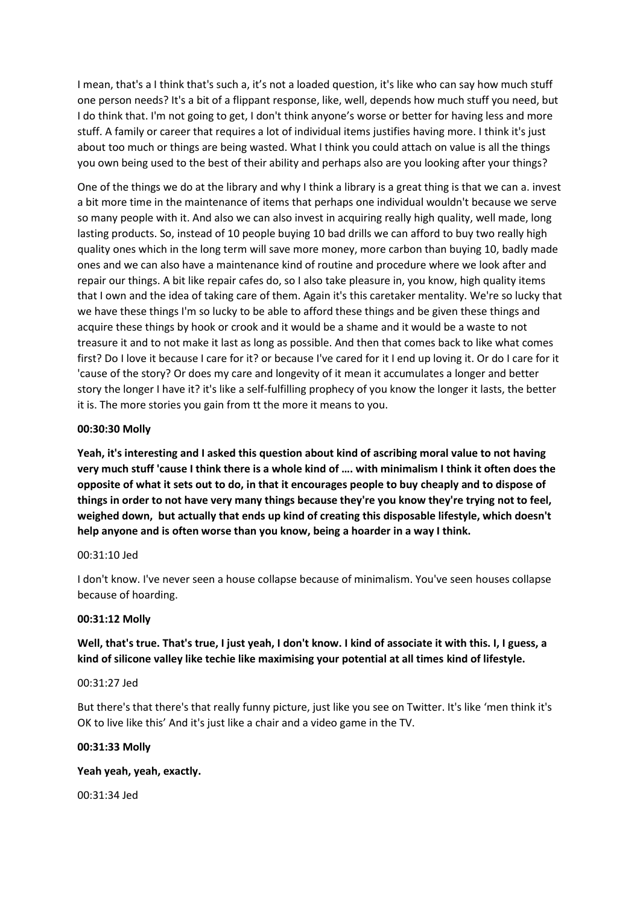I mean, that's a I think that's such a, it's not a loaded question, it's like who can say how much stuff one person needs? It's a bit of a flippant response, like, well, depends how much stuff you need, but I do think that. I'm not going to get, I don't think anyone's worse or better for having less and more stuff. A family or career that requires a lot of individual items justifies having more. I think it's just about too much or things are being wasted. What I think you could attach on value is all the things you own being used to the best of their ability and perhaps also are you looking after your things?

One of the things we do at the library and why I think a library is a great thing is that we can a. invest a bit more time in the maintenance of items that perhaps one individual wouldn't because we serve so many people with it. And also we can also invest in acquiring really high quality, well made, long lasting products. So, instead of 10 people buying 10 bad drills we can afford to buy two really high quality ones which in the long term will save more money, more carbon than buying 10, badly made ones and we can also have a maintenance kind of routine and procedure where we look after and repair our things. A bit like repair cafes do, so I also take pleasure in, you know, high quality items that I own and the idea of taking care of them. Again it's this caretaker mentality. We're so lucky that we have these things I'm so lucky to be able to afford these things and be given these things and acquire these things by hook or crook and it would be a shame and it would be a waste to not treasure it and to not make it last as long as possible. And then that comes back to like what comes first? Do I love it because I care for it? or because I've cared for it I end up loving it. Or do I care for it 'cause of the story? Or does my care and longevity of it mean it accumulates a longer and better story the longer I have it? it's like a self-fulfilling prophecy of you know the longer it lasts, the better it is. The more stories you gain from tt the more it means to you.

**00:30:30 Molly**

**Yeah, it's interesting and I asked this question about kind of ascribing moral value to not having very much stuff 'cause I think there is a whole kind of …. with minimalism I think it often does the opposite of what it sets out to do, in that it encourages people to buy cheaply and to dispose of things in order to not have very many things because they're you know they're trying not to feel, weighed down, but actually that ends up kind of creating this disposable lifestyle, which doesn't help anyone and is often worse than you know, being a hoarder in a way I think.**

00:31:10 Jed

I don't know. I've never seen a house collapse because of minimalism. You've seen houses collapse because of hoarding.

**00:31:12 Molly**

**Well, that's true. That's true, I just yeah, I don't know. I kind of associate it with this. I, I guess, a kind of silicone valley like techie like maximising your potential at all times kind of lifestyle.**

00:31:27 Jed

But there's that there's that really funny picture, just like you see on Twitter. It's like 'men think it's OK to live like this' And it's just like a chair and a video game in the TV.

**00:31:33 Molly**

**Yeah yeah, yeah, exactly.**

00:31:34 Jed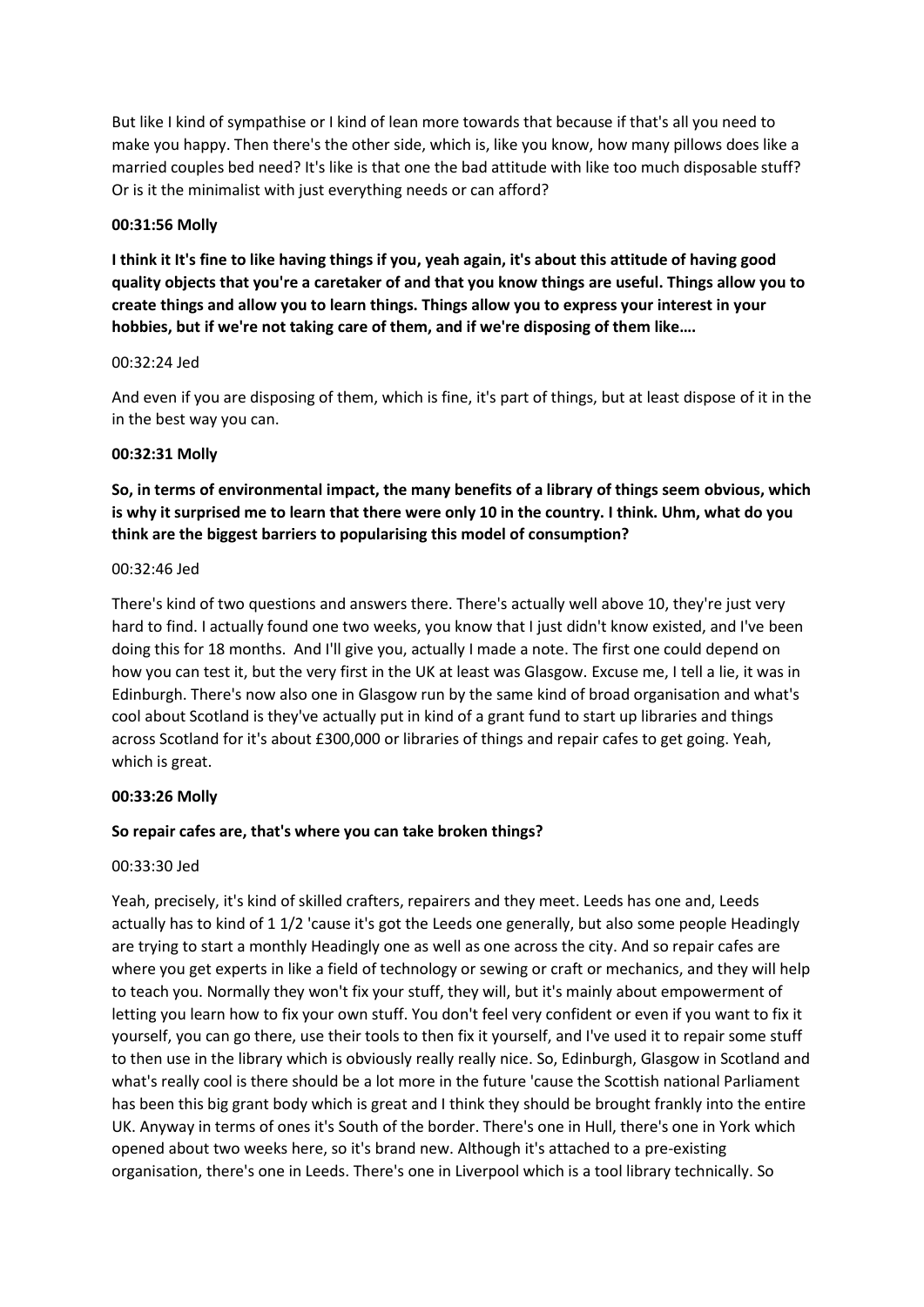But like I kind of sympathise or I kind of lean more towards that because if that's all you need to make you happy. Then there's the other side, which is, like you know, how many pillows does like a married couples bed need? It's like is that one the bad attitude with like too much disposable stuff? Or is it the minimalist with just everything needs or can afford?

**00:31:56 Molly**

**I think it It's fine to like having things if you, yeah again, it's about this attitude of having good quality objects that you're a caretaker of and that you know things are useful. Things allow you to create things and allow you to learn things. Things allow you to express your interest in your hobbies, but if we're not taking care of them, and if we're disposing of them like….**

00:32:24 Jed

And even if you are disposing of them, which is fine, it's part of things, but at least dispose of it in the in the best way you can.

**00:32:31 Molly**

**So, in terms of environmental impact, the many benefits of a library of things seem obvious, which is why it surprised me to learn that there were only 10 in the country. I think. Uhm, what do you think are the biggest barriers to popularising this model of consumption?**

00:32:46 Jed

There's kind of two questions and answers there. There's actually well above 10, they're just very hard to find. I actually found one two weeks, you know that I just didn't know existed, and I've been doing this for 18 months. And I'll give you, actually I made a note. The first one could depend on how you can test it, but the very first in the UK at least was Glasgow. Excuse me, I tell a lie, it was in Edinburgh. There's now also one in Glasgow run by the same kind of broad organisation and what's cool about Scotland is they've actually put in kind of a grant fund to start up libraries and things across Scotland for it's about £300,000 or libraries of things and repair cafes to get going. Yeah, which is great.

**00:33:26 Molly**

**So repair cafes are, that's where you can take broken things?**

00:33:30 Jed

Yeah, precisely, it's kind of skilled crafters, repairers and they meet. Leeds has one and, Leeds actually has to kind of 1 1/2 'cause it's got the Leeds one generally, but also some people Headingly are trying to start a monthly Headingly one as well as one across the city. And so repair cafes are where you get experts in like a field of technology or sewing or craft or mechanics, and they will help to teach you. Normally they won't fix your stuff, they will, but it's mainly about empowerment of letting you learn how to fix your own stuff. You don't feel very confident or even if you want to fix it yourself, you can go there, use their tools to then fix it yourself, and I've used it to repair some stuff to then use in the library which is obviously really really nice. So, Edinburgh, Glasgow in Scotland and what's really cool is there should be a lot more in the future 'cause the Scottish national Parliament has been this big grant body which is great and I think they should be brought frankly into the entire UK. Anyway in terms of ones it's South of the border. There's one in Hull, there's one in York which opened about two weeks here, so it's brand new. Although it's attached to a pre-existing organisation, there's one in Leeds. There's one in Liverpool which is a tool library technically. So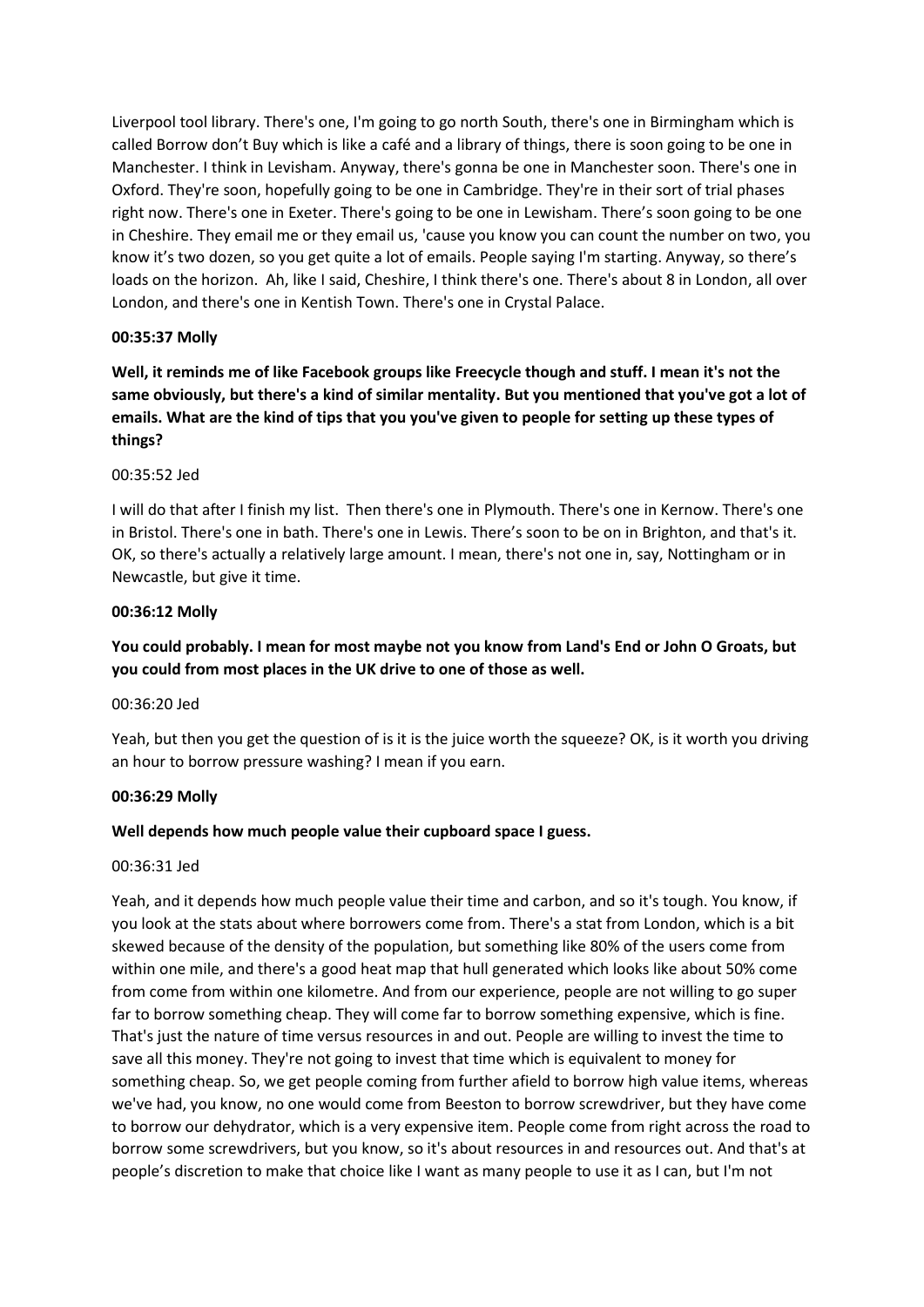Liverpool tool library. There's one, I'm going to go north South, there's one in Birmingham which is called Borrow don't Buy which is like a café and a library of things, there is soon going to be one in Manchester. I think in Levisham. Anyway, there's gonna be one in Manchester soon. There's one in Oxford. They're soon, hopefully going to be one in Cambridge. They're in their sort of trial phases right now. There's one in Exeter. There's going to be one in Lewisham. There's soon going to be one in Cheshire. They email me or they email us, 'cause you know you can count the number on two, you know it's two dozen, so you get quite a lot of emails. People saying I'm starting. Anyway, so there's loads on the horizon. Ah, like I said, Cheshire, I think there's one. There's about 8 in London, all over London, and there's one in Kentish Town. There's one in Crystal Palace.

**00:35:37 Molly**

**Well, it reminds me of like Facebook groups like Freecycle though and stuff. I mean it's not the same obviously, but there's a kind of similar mentality. But you mentioned that you've got a lot of emails. What are the kind of tips that you you've given to people for setting up these types of things?**

00:35:52 Jed

I will do that after I finish my list. Then there's one in Plymouth. There's one in Kernow. There's one in Bristol. There's one in bath. There's one in Lewis. There's soon to be on in Brighton, and that's it. OK, so there's actually a relatively large amount. I mean, there's not one in, say, Nottingham or in Newcastle, but give it time.

**00:36:12 Molly**

**You could probably. I mean for most maybe not you know from Land's End or John O Groats, but you could from most places in the UK drive to one of those as well.**

00:36:20 Jed

Yeah, but then you get the question of is it is the juice worth the squeeze? OK, is it worth you driving an hour to borrow pressure washing? I mean if you earn.

**00:36:29 Molly**

**Well depends how much people value their cupboard space I guess.**

00:36:31 Jed

Yeah, and it depends how much people value their time and carbon, and so it's tough. You know, if you look at the stats about where borrowers come from. There's a stat from London, which is a bit skewed because of the density of the population, but something like 80% of the users come from within one mile, and there's a good heat map that hull generated which looks like about 50% come from come from within one kilometre. And from our experience, people are not willing to go super far to borrow something cheap. They will come far to borrow something expensive, which is fine. That's just the nature of time versus resources in and out. People are willing to invest the time to save all this money. They're not going to invest that time which is equivalent to money for something cheap. So, we get people coming from further afield to borrow high value items, whereas we've had, you know, no one would come from Beeston to borrow screwdriver, but they have come to borrow our dehydrator, which is a very expensive item. People come from right across the road to borrow some screwdrivers, but you know, so it's about resources in and resources out. And that's at people's discretion to make that choice like I want as many people to use it as I can, but I'm not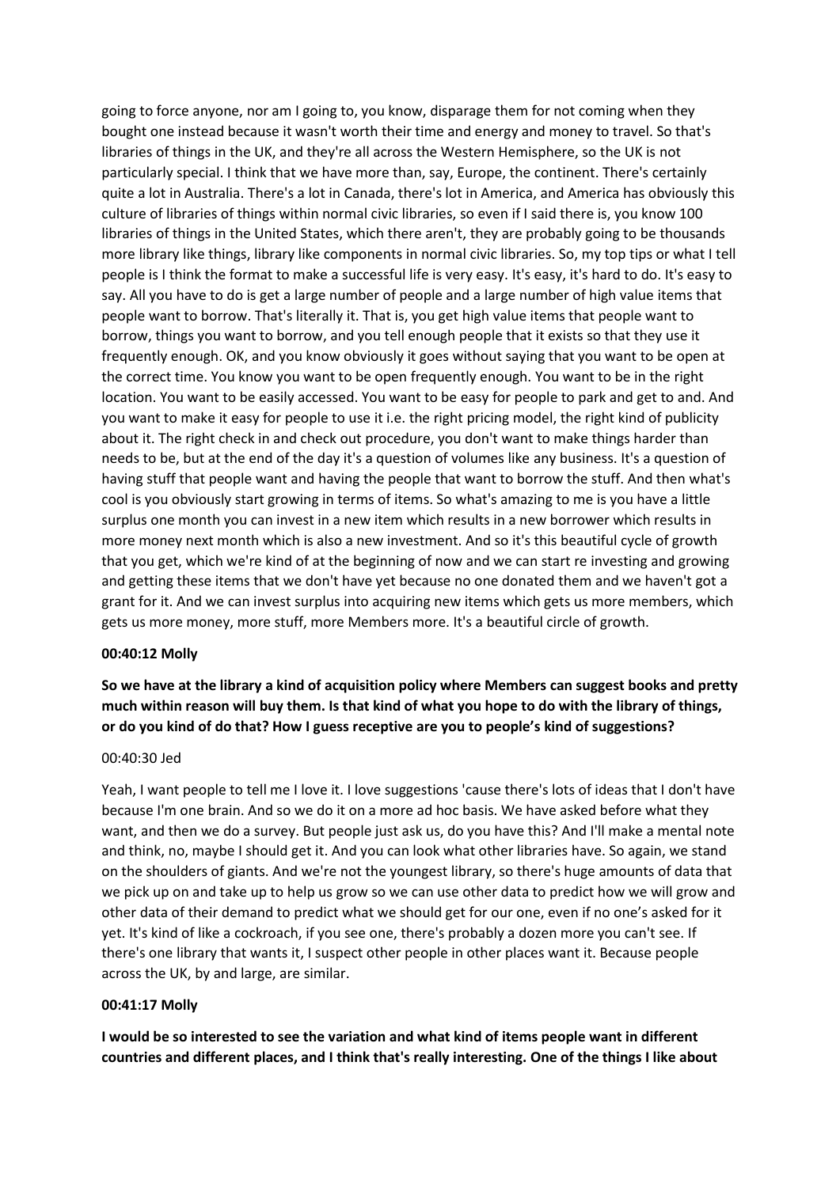going to force anyone, nor am I going to, you know, disparage them for not coming when they bought one instead because it wasn't worth their time and energy and money to travel. So that's libraries of things in the UK, and they're all across the Western Hemisphere, so the UK is not particularly special. I think that we have more than, say, Europe, the continent. There's certainly quite a lot in Australia. There's a lot in Canada, there's lot in America, and America has obviously this culture of libraries of things within normal civic libraries, so even if I said there is, you know 100 libraries of things in the United States, which there aren't, they are probably going to be thousands more library like things, library like components in normal civic libraries. So, my top tips or what I tell people is I think the format to make a successful life is very easy. It's easy, it's hard to do. It's easy to say. All you have to do is get a large number of people and a large number of high value items that people want to borrow. That's literally it. That is, you get high value items that people want to borrow, things you want to borrow, and you tell enough people that it exists so that they use it frequently enough. OK, and you know obviously it goes without saying that you want to be open at the correct time. You know you want to be open frequently enough. You want to be in the right location. You want to be easily accessed. You want to be easy for people to park and get to and. And you want to make it easy for people to use it i.e. the right pricing model, the right kind of publicity about it. The right check in and check out procedure, you don't want to make things harder than needs to be, but at the end of the day it's a question of volumes like any business. It's a question of having stuff that people want and having the people that want to borrow the stuff. And then what's cool is you obviously start growing in terms of items. So what's amazing to me is you have a little surplus one month you can invest in a new item which results in a new borrower which results in more money next month which is also a new investment. And so it's this beautiful cycle of growth that you get, which we're kind of at the beginning of now and we can start re investing and growing and getting these items that we don't have yet because no one donated them and we haven't got a grant for it. And we can invest surplus into acquiring new items which gets us more members, which gets us more money, more stuff, more Members more. It's a beautiful circle of growth.

**00:40:12 Molly**

**So we have at the library a kind of acquisition policy where Members can suggest books and pretty much within reason will buy them. Is that kind of what you hope to do with the library of things, or do you kind of do that? How I guess receptive are you to people's kind of suggestions?**

00:40:30 Jed

Yeah, I want people to tell me I love it. I love suggestions 'cause there's lots of ideas that I don't have because I'm one brain. And so we do it on a more ad hoc basis. We have asked before what they want, and then we do a survey. But people just ask us, do you have this? And I'll make a mental note and think, no, maybe I should get it. And you can look what other libraries have. So again, we stand on the shoulders of giants. And we're not the youngest library, so there's huge amounts of data that we pick up on and take up to help us grow so we can use other data to predict how we will grow and other data of their demand to predict what we should get for our one, even if no one's asked for it yet. It's kind of like a cockroach, if you see one, there's probably a dozen more you can't see. If there's one library that wants it, I suspect other people in other places want it. Because people across the UK, by and large, are similar.

**00:41:17 Molly**

**I would be so interested to see the variation and what kind of items people want in different countries and different places, and I think that's really interesting. One of the things I like about**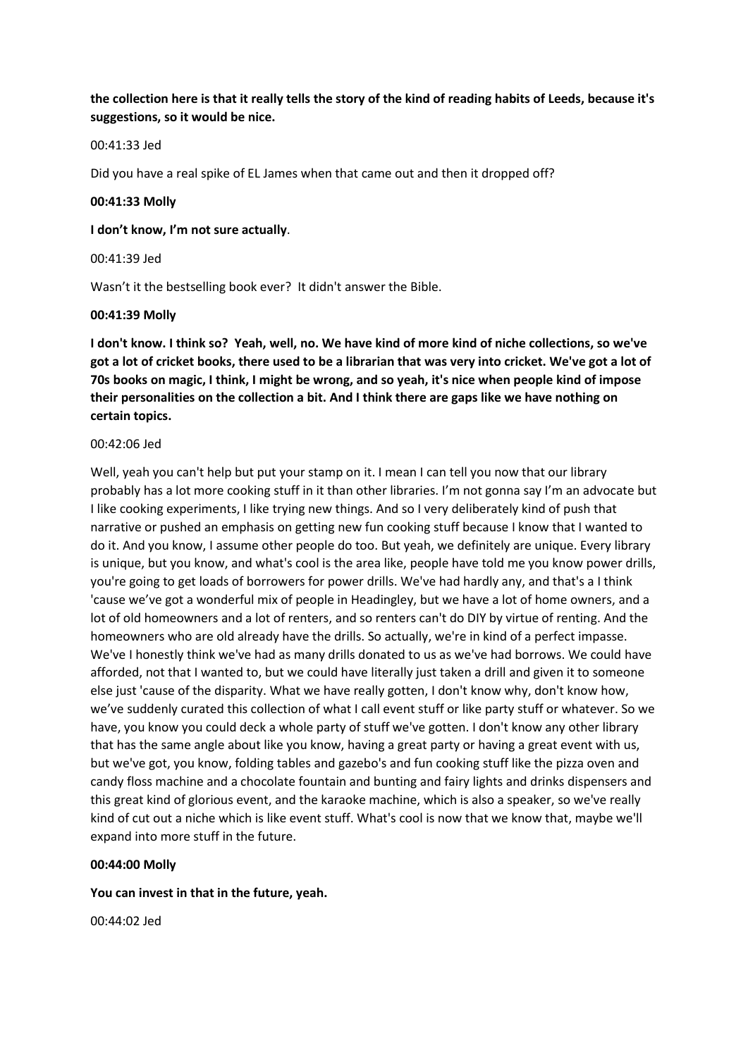**the collection here is that it really tells the story of the kind of reading habits of Leeds, because it's suggestions, so it would be nice.**

00:41:33 Jed

Did you have a real spike of EL James when that came out and then it dropped off?

**00:41:33 Molly**

**I don't know, I'm not sure actually**.

00:41:39 Jed

Wasn't it the bestselling book ever? It didn't answer the Bible.

**00:41:39 Molly**

**I don't know. I think so? Yeah, well, no. We have kind of more kind of niche collections, so we've got a lot of cricket books, there used to be a librarian that was very into cricket. We've got a lot of 70s books on magic, I think, I might be wrong, and so yeah, it's nice when people kind of impose their personalities on the collection a bit. And I think there are gaps like we have nothing on certain topics.**

00:42:06 Jed

Well, yeah you can't help but put your stamp on it. I mean I can tell you now that our library probably has a lot more cooking stuff in it than other libraries. I'm not gonna say I'm an advocate but I like cooking experiments, I like trying new things. And so I very deliberately kind of push that narrative or pushed an emphasis on getting new fun cooking stuff because I know that I wanted to do it. And you know, I assume other people do too. But yeah, we definitely are unique. Every library is unique, but you know, and what's cool is the area like, people have told me you know power drills, you're going to get loads of borrowers for power drills. We've had hardly any, and that's a I think 'cause we've got a wonderful mix of people in Headingley, but we have a lot of home owners, and a lot of old homeowners and a lot of renters, and so renters can't do DIY by virtue of renting. And the homeowners who are old already have the drills. So actually, we're in kind of a perfect impasse. We've I honestly think we've had as many drills donated to us as we've had borrows. We could have afforded, not that I wanted to, but we could have literally just taken a drill and given it to someone else just 'cause of the disparity. What we have really gotten, I don't know why, don't know how, we've suddenly curated this collection of what I call event stuff or like party stuff or whatever. So we have, you know you could deck a whole party of stuff we've gotten. I don't know any other library that has the same angle about like you know, having a great party or having a great event with us, but we've got, you know, folding tables and gazebo's and fun cooking stuff like the pizza oven and candy floss machine and a chocolate fountain and bunting and fairy lights and drinks dispensers and this great kind of glorious event, and the karaoke machine, which is also a speaker, so we've really kind of cut out a niche which is like event stuff. What's cool is now that we know that, maybe we'll expand into more stuff in the future.

**00:44:00 Molly**

**You can invest in that in the future, yeah.**

00:44:02 Jed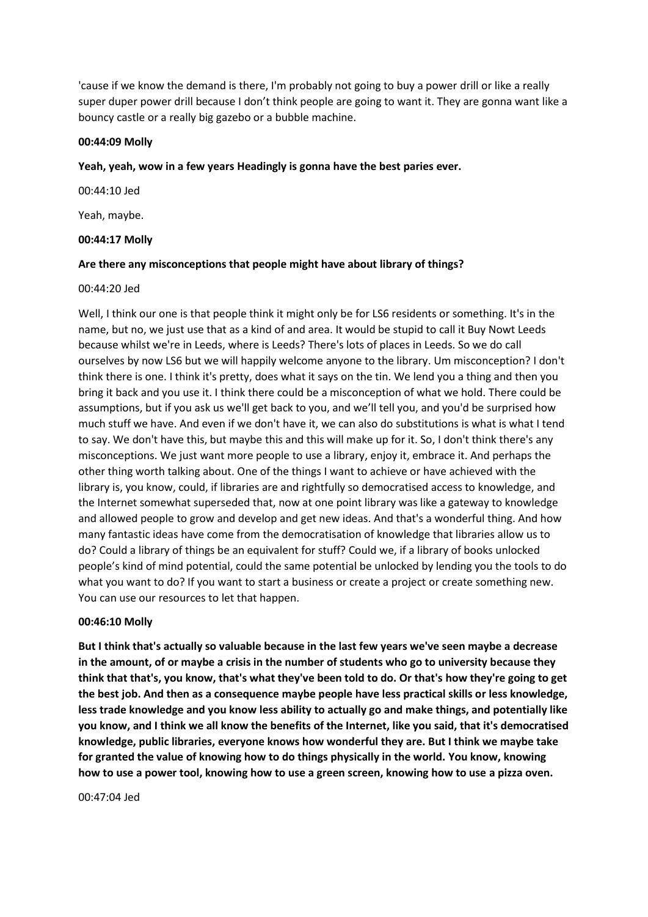'cause if we know the demand is there, I'm probably not going to buy a power drill or like a really super duper power drill because I don't think people are going to want it. They are gonna want like a bouncy castle or a really big gazebo or a bubble machine.

**00:44:09 Molly**

**Yeah, yeah, wow in a few years Headingly is gonna have the best paries ever.**

00:44:10 Jed

Yeah, maybe.

**00:44:17 Molly**

**Are there any misconceptions that people might have about library of things?**

00:44:20 Jed

Well, I think our one is that people think it might only be for LS6 residents or something. It's in the name, but no, we just use that as a kind of and area. It would be stupid to call it Buy Nowt Leeds because whilst we're in Leeds, where is Leeds? There's lots of places in Leeds. So we do call ourselves by now LS6 but we will happily welcome anyone to the library. Um misconception? I don't think there is one. I think it's pretty, does what it says on the tin. We lend you a thing and then you bring it back and you use it. I think there could be a misconception of what we hold. There could be assumptions, but if you ask us we'll get back to you, and we'll tell you, and you'd be surprised how much stuff we have. And even if we don't have it, we can also do substitutions is what is what I tend to say. We don't have this, but maybe this and this will make up for it. So, I don't think there's any misconceptions. We just want more people to use a library, enjoy it, embrace it. And perhaps the other thing worth talking about. One of the things I want to achieve or have achieved with the library is, you know, could, if libraries are and rightfully so democratised access to knowledge, and the Internet somewhat superseded that, now at one point library was like a gateway to knowledge and allowed people to grow and develop and get new ideas. And that's a wonderful thing. And how many fantastic ideas have come from the democratisation of knowledge that libraries allow us to do? Could a library of things be an equivalent for stuff? Could we, if a library of books unlocked people's kind of mind potential, could the same potential be unlocked by lending you the tools to do what you want to do? If you want to start a business or create a project or create something new. You can use our resources to let that happen.

**00:46:10 Molly**

**But I think that's actually so valuable because in the last few years we've seen maybe a decrease in the amount, of or maybe a crisis in the number of students who go to university because they think that that's, you know, that's what they've been told to do. Or that's how they're going to get the best job. And then as a consequence maybe people have less practical skills or less knowledge, less trade knowledge and you know less ability to actually go and make things, and potentially like you know, and I think we all know the benefits of the Internet, like you said, that it's democratised knowledge, public libraries, everyone knows how wonderful they are. But I think we maybe take for granted the value of knowing how to do things physically in the world. You know, knowing how to use a power tool, knowing how to use a green screen, knowing how to use a pizza oven.**

00:47:04 Jed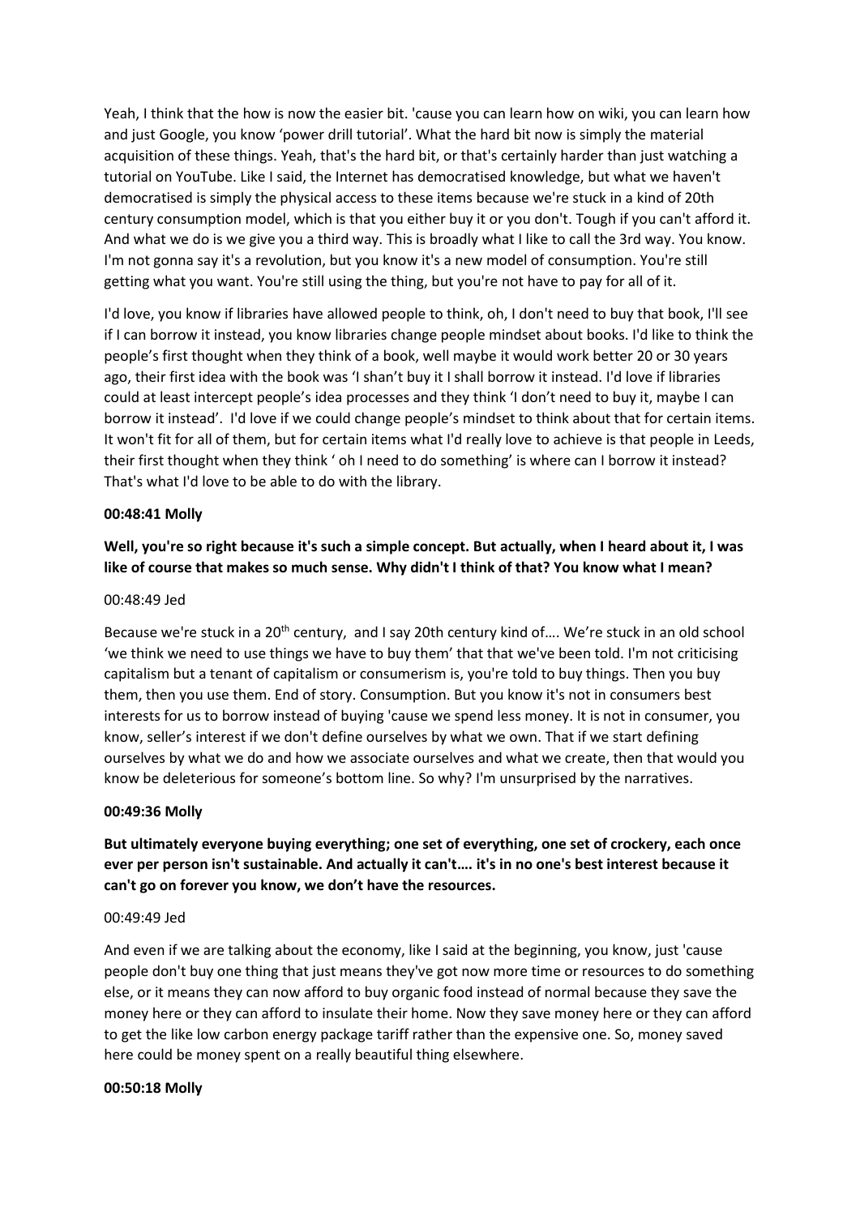Yeah, I think that the how is now the easier bit. 'cause you can learn how on wiki, you can learn how and just Google, you know 'power drill tutorial'. What the hard bit now is simply the material acquisition of these things. Yeah, that's the hard bit, or that's certainly harder than just watching a tutorial on YouTube. Like I said, the Internet has democratised knowledge, but what we haven't democratised is simply the physical access to these items because we're stuck in a kind of 20th century consumption model, which is that you either buy it or you don't. Tough if you can't afford it. And what we do is we give you a third way. This is broadly what I like to call the 3rd way. You know. I'm not gonna say it's a revolution, but you know it's a new model of consumption. You're still getting what you want. You're still using the thing, but you're not have to pay for all of it.

I'd love, you know if libraries have allowed people to think, oh, I don't need to buy that book, I'll see if I can borrow it instead, you know libraries change people mindset about books. I'd like to think the people's first thought when they think of a book, well maybe it would work better 20 or 30 years ago, their first idea with the book was 'I shan't buy it I shall borrow it instead. I'd love if libraries could at least intercept people's idea processes and they think 'I don't need to buy it, maybe I can borrow it instead'. I'd love if we could change people's mindset to think about that for certain items. It won't fit for all of them, but for certain items what I'd really love to achieve is that people in Leeds, their first thought when they think ' oh I need to do something' is where can I borrow it instead? That's what I'd love to be able to do with the library.

**00:48:41 Molly**

**Well, you're so right because it's such a simple concept. But actually, when I heard about it, I was like of course that makes so much sense. Why didn't I think of that? You know what I mean?**

00:48:49 Jed

Because we're stuck in a 20th century, and I say 20th century kind of…. We're stuck in an old school 'we think we need to use things we have to buy them' that that we've been told. I'm not criticising capitalism but a tenant of capitalism or consumerism is, you're told to buy things. Then you buy them, then you use them. End of story. Consumption. But you know it's not in consumers best interests for us to borrow instead of buying 'cause we spend less money. It is not in consumer, you know, seller's interest if we don't define ourselves by what we own. That if we start defining ourselves by what we do and how we associate ourselves and what we create, then that would you know be deleterious for someone's bottom line. So why? I'm unsurprised by the narratives.

**00:49:36 Molly**

**But ultimately everyone buying everything; one set of everything, one set of crockery, each once ever per person isn't sustainable. And actually it can't…. it's in no one's best interest because it can't go on forever you know, we don't have the resources.**

00:49:49 Jed

And even if we are talking about the economy, like I said at the beginning, you know, just 'cause people don't buy one thing that just means they've got now more time or resources to do something else, or it means they can now afford to buy organic food instead of normal because they save the money here or they can afford to insulate their home. Now they save money here or they can afford to get the like low carbon energy package tariff rather than the expensive one. So, money saved here could be money spent on a really beautiful thing elsewhere.

**00:50:18 Molly**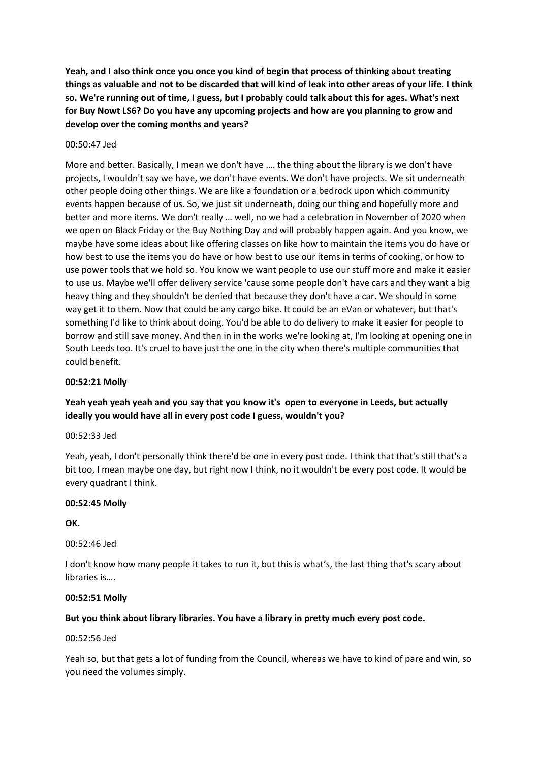**Yeah, and I also think once you once you kind of begin that process of thinking about treating things as valuable and not to be discarded that will kind of leak into other areas of your life. I think so. We're running out of time, I guess, but I probably could talk about this for ages. What's next for Buy Nowt LS6? Do you have any upcoming projects and how are you planning to grow and develop over the coming months and years?**

00:50:47 Jed

More and better. Basically, I mean we don't have …. the thing about the library is we don't have projects, I wouldn't say we have, we don't have events. We don't have projects. We sit underneath other people doing other things. We are like a foundation or a bedrock upon which community events happen because of us. So, we just sit underneath, doing our thing and hopefully more and better and more items. We don't really … well, no we had a celebration in November of 2020 when we open on Black Friday or the Buy Nothing Day and will probably happen again. And you know, we maybe have some ideas about like offering classes on like how to maintain the items you do have or how best to use the items you do have or how best to use our items in terms of cooking, or how to use power tools that we hold so. You know we want people to use our stuff more and make it easier to use us. Maybe we'll offer delivery service 'cause some people don't have cars and they want a big heavy thing and they shouldn't be denied that because they don't have a car. We should in some way get it to them. Now that could be any cargo bike. It could be an eVan or whatever, but that's something I'd like to think about doing. You'd be able to do delivery to make it easier for people to borrow and still save money. And then in in the works we're looking at, I'm looking at opening one in South Leeds too. It's cruel to have just the one in the city when there's multiple communities that could benefit.

**00:52:21 Molly**

**Yeah yeah yeah yeah and you say that you know it's open to everyone in Leeds, but actually ideally you would have all in every post code I guess, wouldn't you?**

00:52:33 Jed

Yeah, yeah, I don't personally think there'd be one in every post code. I think that that's still that's a bit too, I mean maybe one day, but right now I think, no it wouldn't be every post code. It would be every quadrant I think.

**00:52:45 Molly**

**OK.**

00:52:46 Jed

I don't know how many people it takes to run it, but this is what's, the last thing that's scary about libraries is….

**00:52:51 Molly**

**But you think about library libraries. You have a library in pretty much every post code.**

00:52:56 Jed

Yeah so, but that gets a lot of funding from the Council, whereas we have to kind of pare and win, so you need the volumes simply.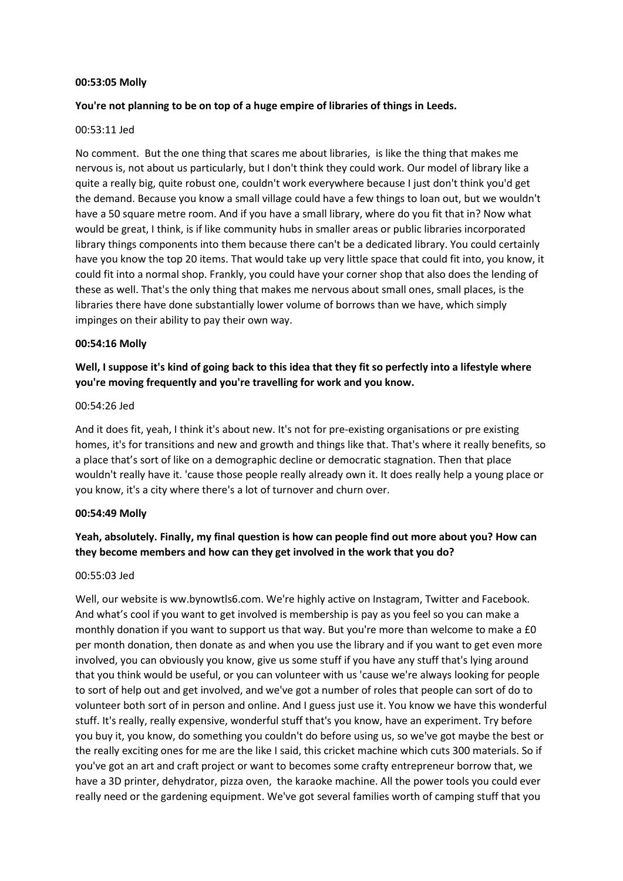**00:53:05 Molly**

**You're not planning to be on top of a huge empire of libraries of things in Leeds.**

00:53:11 Jed

No comment.  But the one thing that scares me about libraries,  is like the thing that makes me nervous is, not about us particularly, but I don't think they could work. Our model of library like a quite a really big, quite robust one, couldn't work everywhere because I just don't think you'd get the demand. Because you know a small village could have a few things to loan out, but we wouldn't have a 50 square metre room. And if you have a small library, where do you fit that in? Now what would be great, I think, is if like community hubs in smaller areas or public libraries incorporated library things components into them because there can't be a dedicated library. You could certainly have you know the top 20 items. That would take up very little space that could fit into, you know, it could fit into a normal shop. Frankly, you could have your corner shop that also does the lending of these as well. That's the only thing that makes me nervous about small ones, small places, is the libraries there have done substantially lower volume of borrows than we have, which simply impinges on their ability to pay their own way.

**00:54:16 Molly**

**Well, I suppose it's kind of going back to this idea that they fit so perfectly into a lifestyle where you're moving frequently and you're travelling for work and you know.**

00:54:26 Jed

And it does fit, yeah, I think it's about new. It's not for pre-existing organisations or pre existing homes, it's for transitions and new and growth and things like that. That's where it really benefits, so a place that's sort of like on a demographic decline or democratic stagnation. Then that place wouldn't really have it. 'cause those people really already own it. It does really help a young place or you know, it's a city where there's a lot of turnover and churn over.

**00:54:49 Molly**

**Yeah, absolutely. Finally, my final question is how can people find out more about you? How can they become members and how can they get involved in the work that you do?**

00:55:03 Jed

Well, our website is ww.bynowtls6.com. We're highly active on Instagram, Twitter and Facebook. And what's cool if you want to get involved is membership is pay as you feel so you can make a monthly donation if you want to support us that way. But you're more than welcome to make a £0 per month donation, then donate as and when you use the library and if you want to get even more involved, you can obviously you know, give us some stuff if you have any stuff that's lying around that you think would be useful, or you can volunteer with us 'cause we're always looking for people to sort of help out and get involved, and we've got a number of roles that people can sort of do to volunteer both sort of in person and online. And I guess just use it. You know we have this wonderful stuff. It's really, really expensive, wonderful stuff that's you know, have an experiment. Try before you buy it, you know, do something you couldn't do before using us, so we've got maybe the best or the really exciting ones for me are the like I said, this cricket machine which cuts 300 materials. So if you've got an art and craft project or want to becomes some crafty entrepreneur borrow that, we have a 3D printer, dehydrator, pizza oven,  the karaoke machine. All the power tools you could ever really need or the gardening equipment. We've got several families worth of camping stuff that you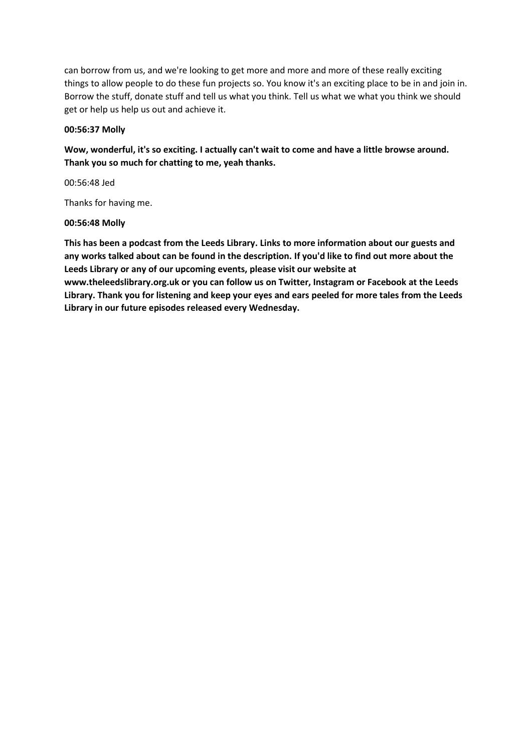can borrow from us, and we're looking to get more and more and more of these really exciting things to allow people to do these fun projects so. You know it's an exciting place to be in and join in. Borrow the stuff, donate stuff and tell us what you think. Tell us what we what you think we should get or help us help us out and achieve it.

**00:56:37 Molly**

**Wow, wonderful, it's so exciting. I actually can't wait to come and have a little browse around. Thank you so much for chatting to me, yeah thanks.**

00:56:48 Jed

Thanks for having me.

**00:56:48 Molly**

**This has been a podcast from the Leeds Library. Links to more information about our guests and any works talked about can be found in the description. If you'd like to find out more about the Leeds Library or any of our upcoming events, please visit our website at www.theleedslibrary.org.uk or you can follow us on Twitter, Instagram or Facebook at the Leeds Library. Thank you for listening and keep your eyes and ears peeled for more tales from the Leeds Library in our future episodes released every Wednesday.**